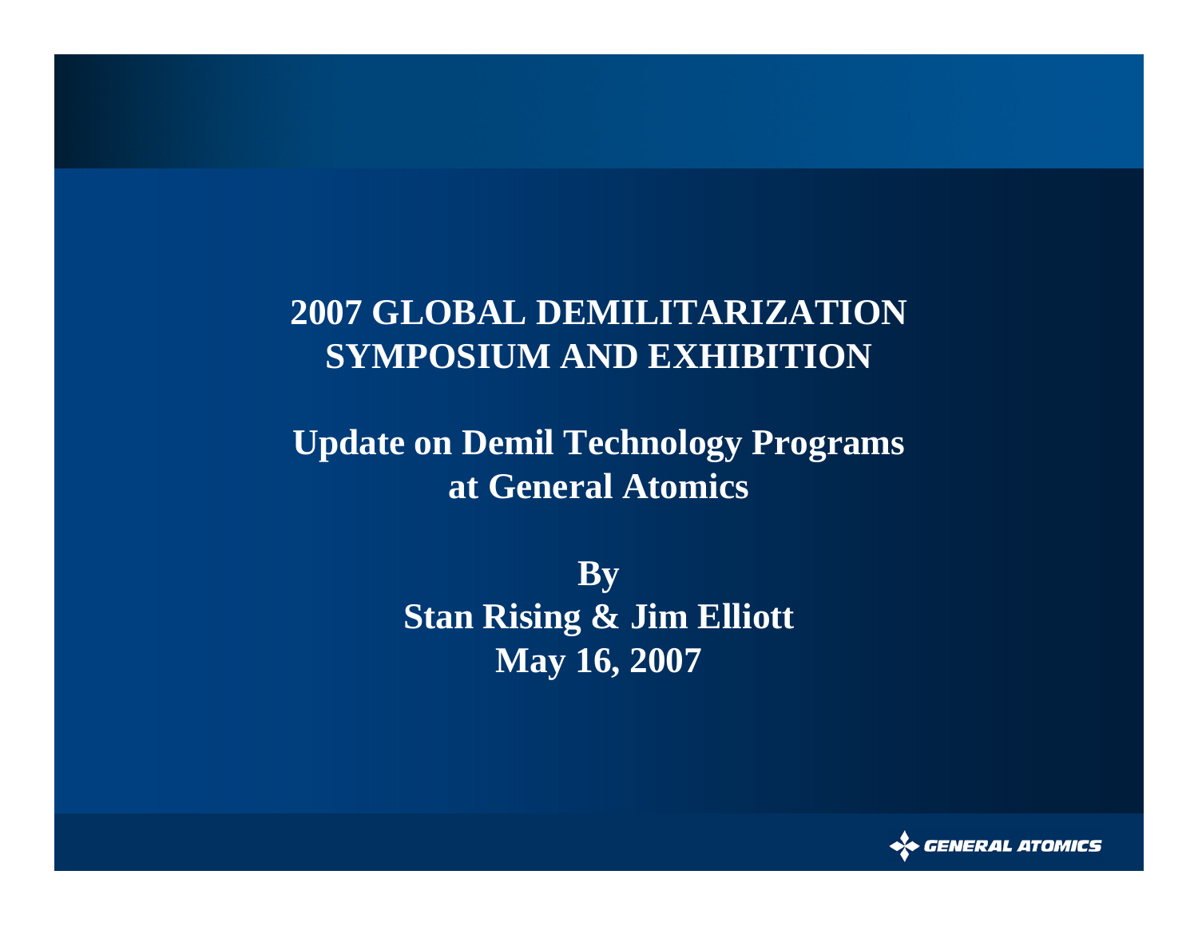# 2007 GLOBAL DEMILITARIZATION SYMPOSIUM AND EXHIBITION

## Update on Demil Technology Programs at General Atomics

**By**
**Stan Rising & Jim Elliott**
**May 16, 2007**

GENERAL ATOMICS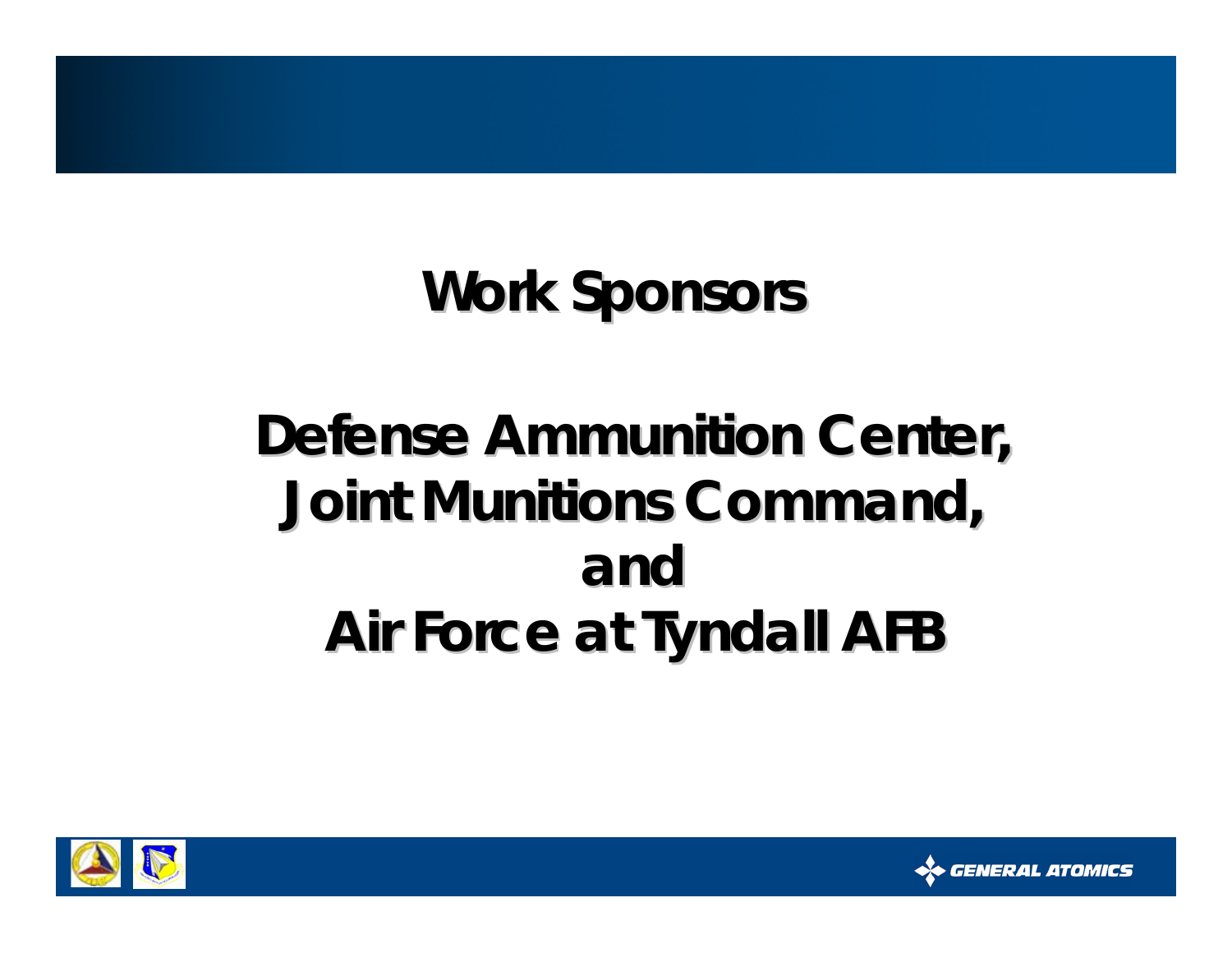# Work Sponsors

## Defense Ammunition Center, Joint Munitions Command, and Air Force at Tyndall AFB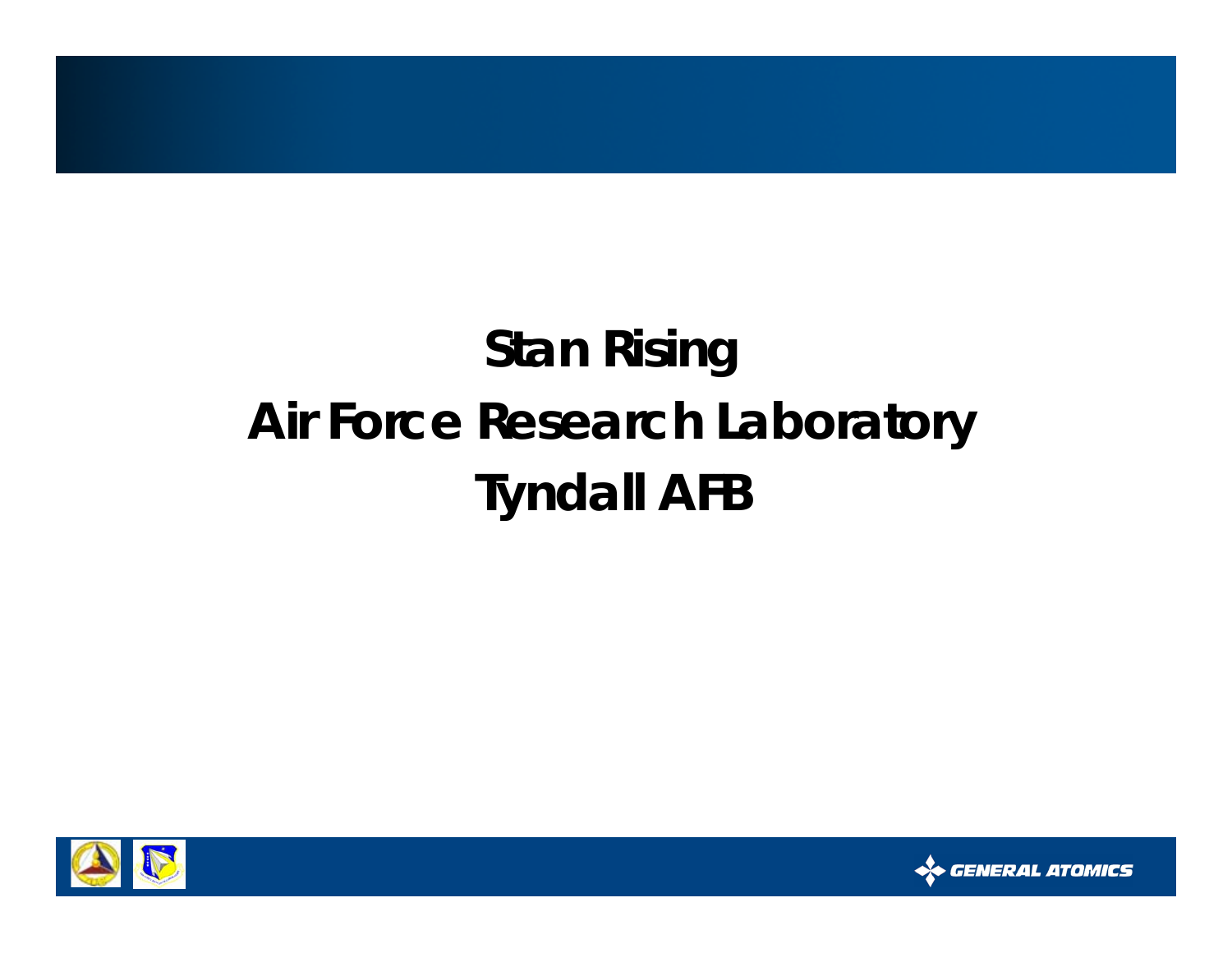**Stan Rising**

**Air Force Research Laboratory**

**Tyndall AFB**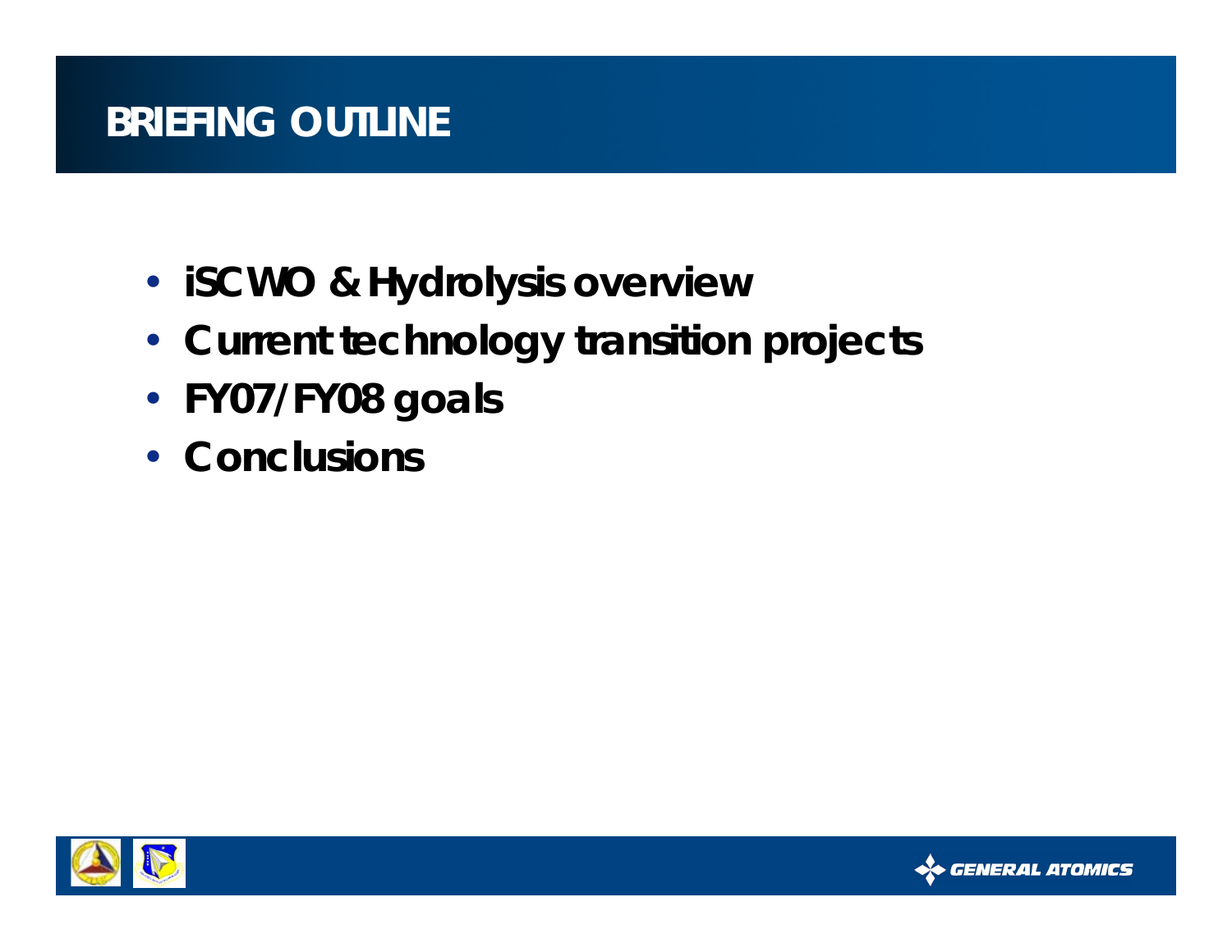# BRIEFING OUTLINE

- **iSCWO & Hydrolysis overview**
- **Current technology transition projects**
- **FY07/FY08 goals**
- **Conclusions**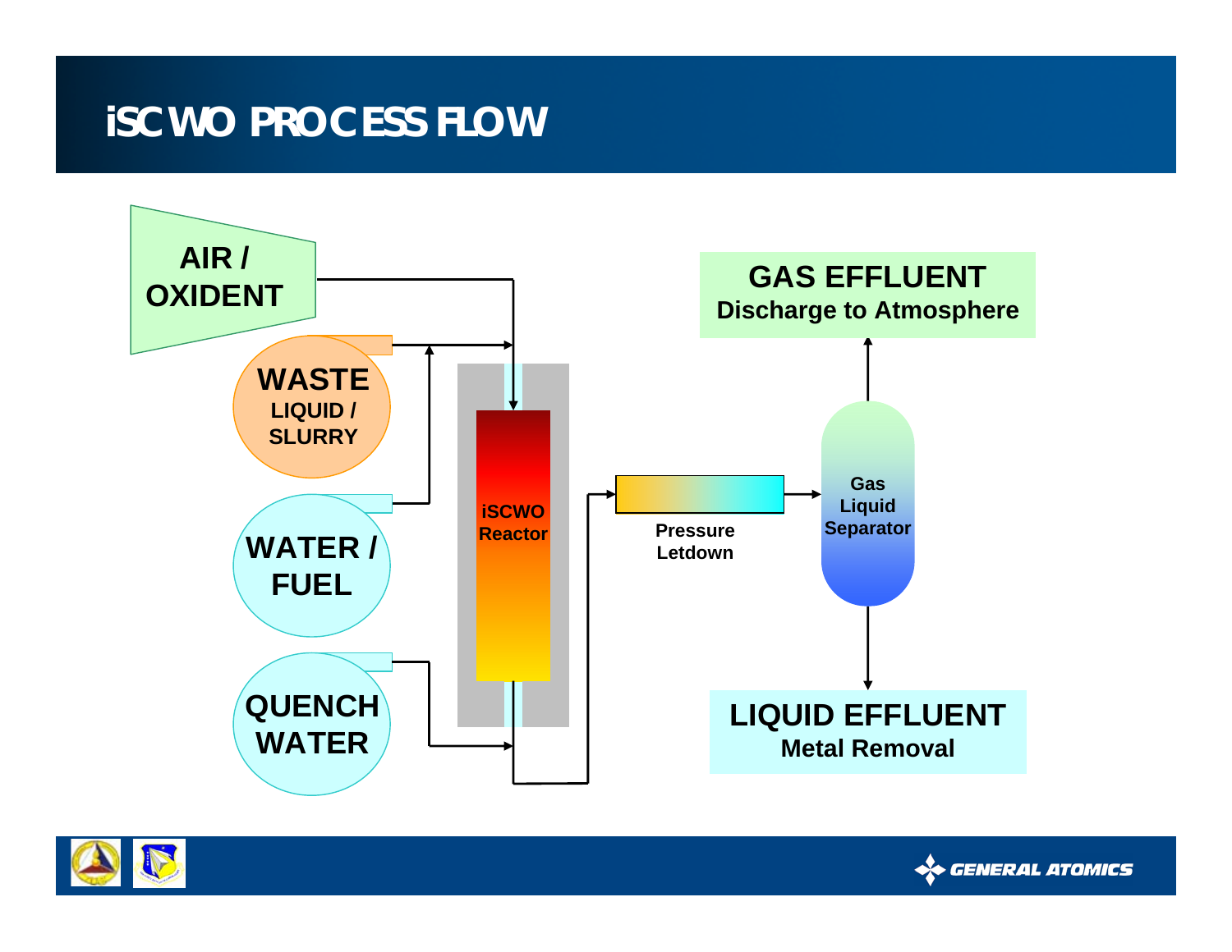# iSCWO PROCESS FLOW

AIR / OXIDENT

WASTE LIQUID / SLURRY

WATER / FUEL

QUENCH WATER

iSCWO Reactor

Pressure Letdown

Gas Liquid Separator

**GAS EFFLUENT**
Discharge to Atmosphere

**LIQUID EFFLUENT**
Metal Removal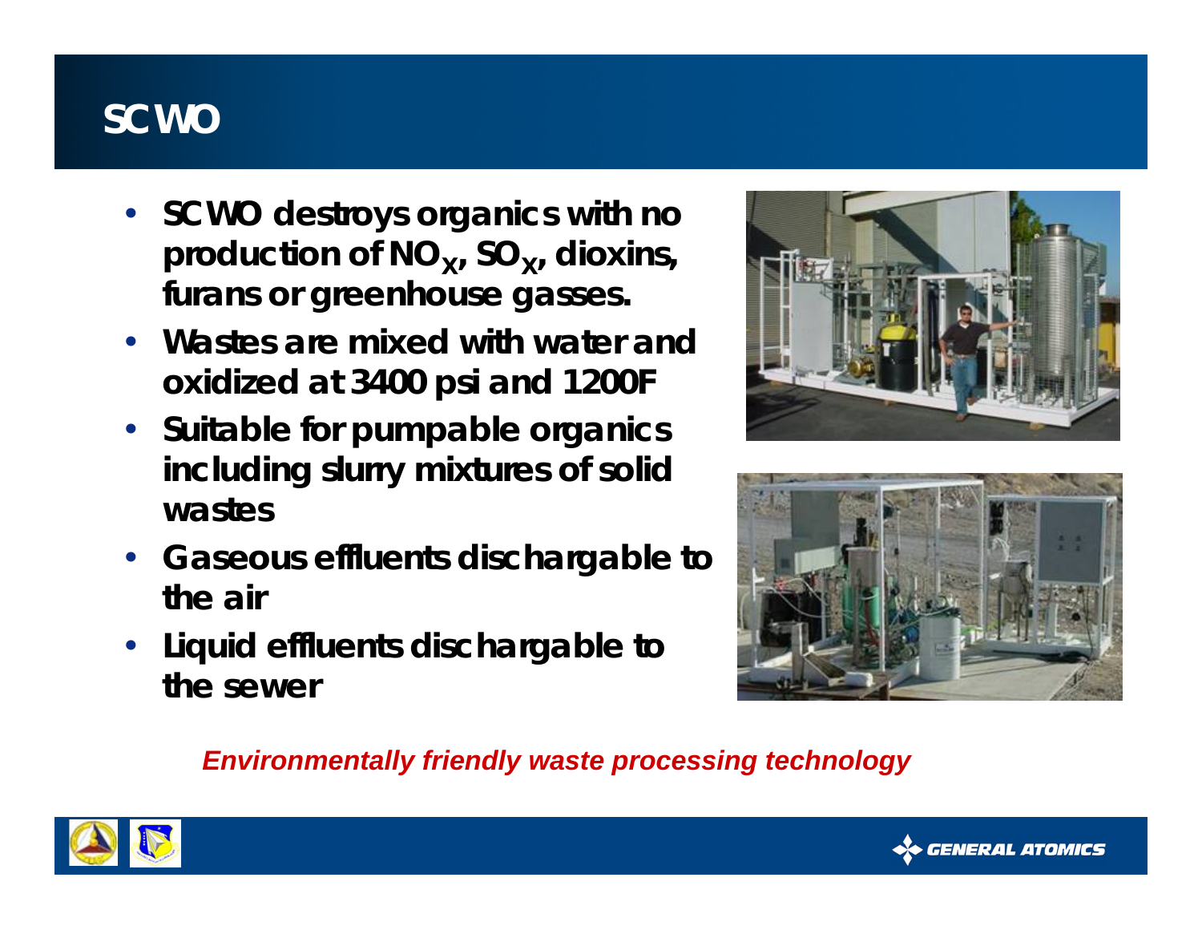# SCWO

- SCWO destroys organics with no production of $NO_X$, $SO_X$, dioxins, furans or greenhouse gasses.
- Wastes are mixed with water and oxidized at 3400 psi and 1200F
- Suitable for pumpable organics including slurry mixtures of solid wastes
- Gaseous effluents dischargable to the air
- Liquid effluents dischargable to the sewer

*Environmentally friendly waste processing technology*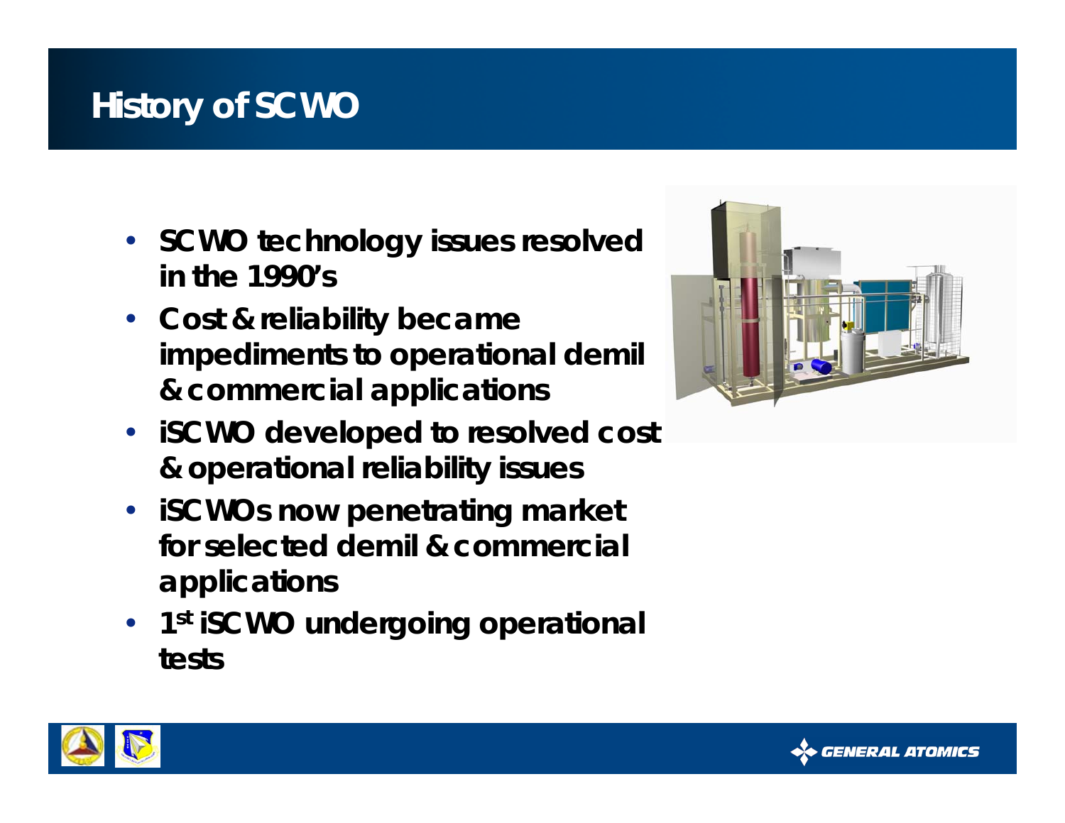# History of SCWO

- SCWO technology issues resolved in the 1990's
- Cost & reliability became impediments to operational demil & commercial applications
- iSCWO developed to resolved cost & operational reliability issues
- iSCWOs now penetrating market for selected demil & commercial applications
- 1st iSCWO undergoing operational tests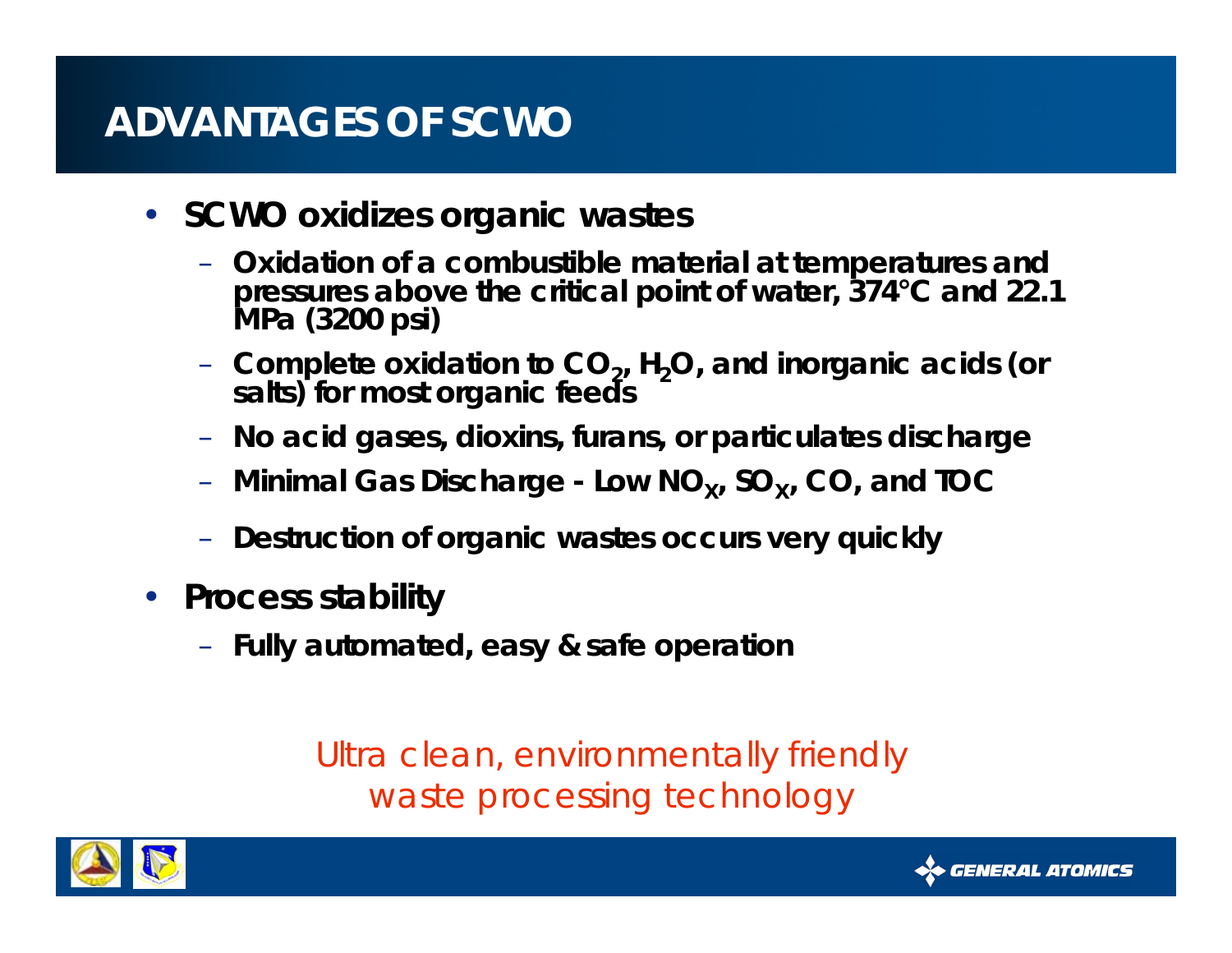# ADVANTAGES OF SCWO

- **SCWO oxidizes organic wastes**
  - **Oxidation of a combustible material at temperatures and pressures above the critical point of water, 374°C and 22.1 MPa (3200 psi)**
  - **Complete oxidation to $CO_2$, $H_2O$, and inorganic acids (or salts) for most organic feeds**
  - **No acid gases, dioxins, furans, or particulates discharge**
  - **Minimal Gas Discharge - Low $NO_X$, $SO_X$, CO, and TOC**
  - **Destruction of organic wastes occurs very quickly**
- **Process stability**
  - **Fully automated, easy & safe operation**

*Ultra clean, environmentally friendly waste processing technology*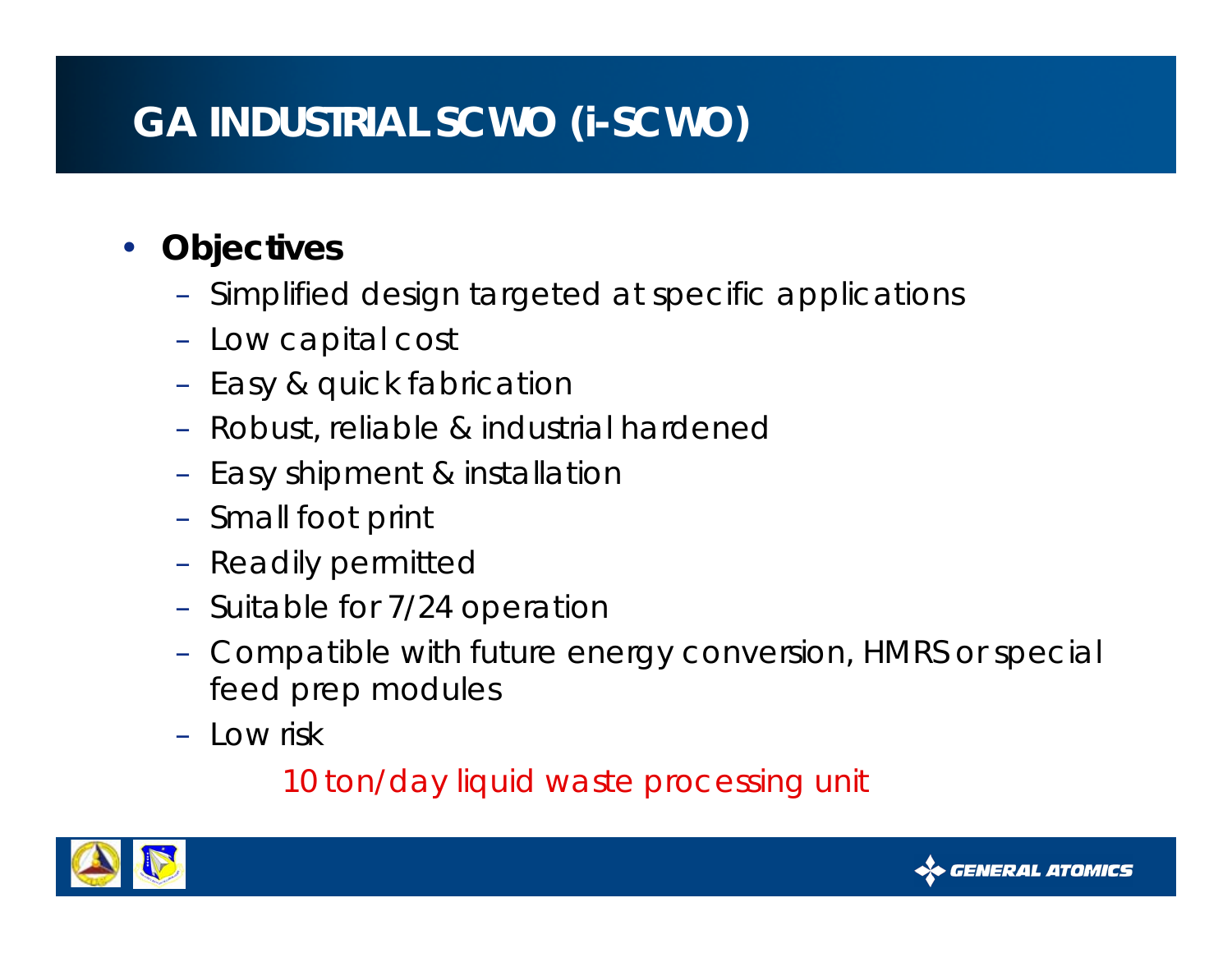# GA INDUSTRIAL SCWO (i-SCWO)

- **Objectives**
  - Simplified design targeted at specific applications
  - Low capital cost
  - Easy & quick fabrication
  - Robust, reliable & industrial hardened
  - Easy shipment & installation
  - Small foot print
  - Readily permitted
  - Suitable for 7/24 operation
  - Compatible with future energy conversion, HMRS or special feed prep modules
  - Low risk

10 ton/day liquid waste processing unit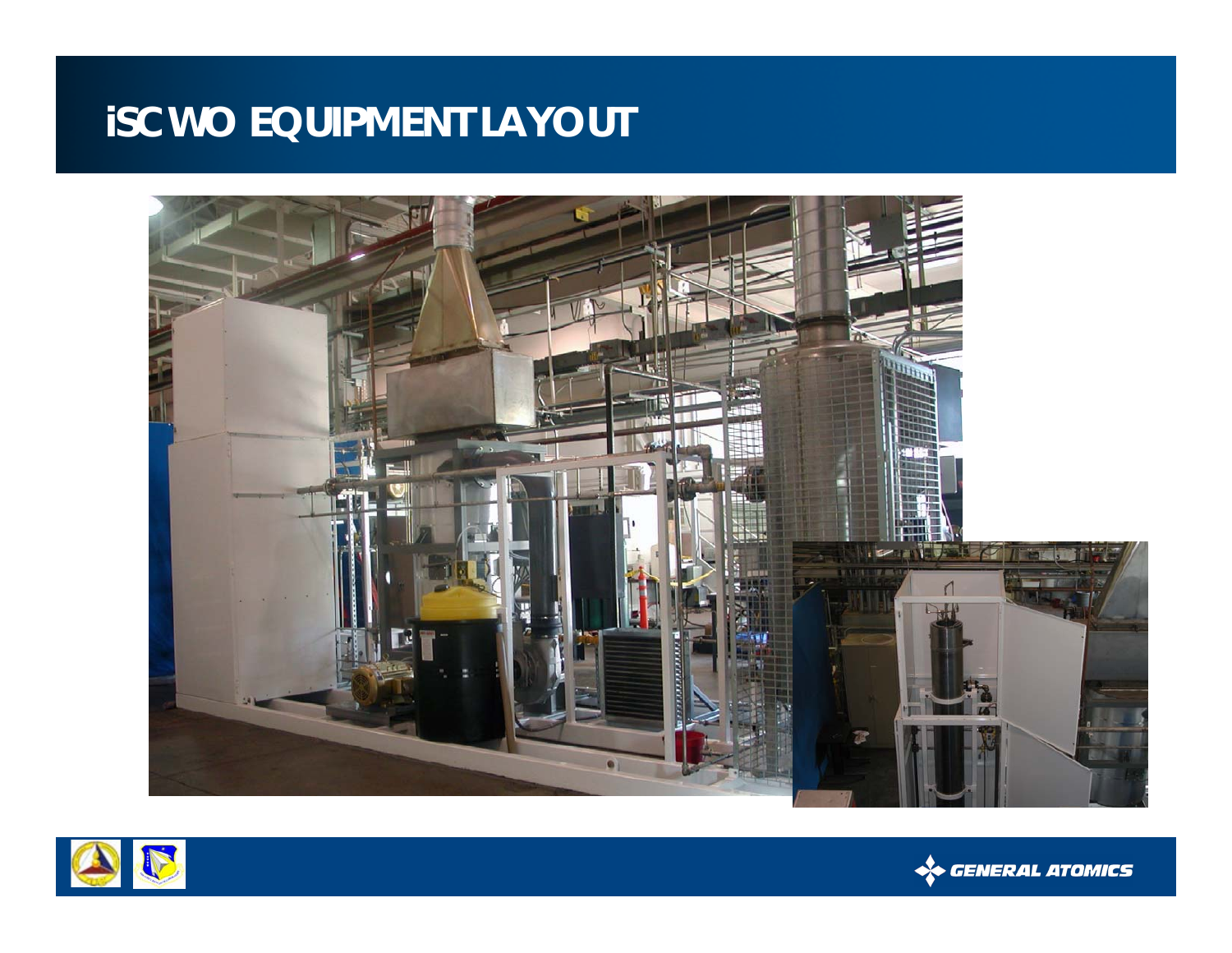# iSCWO EQUIPMENT LAYOUT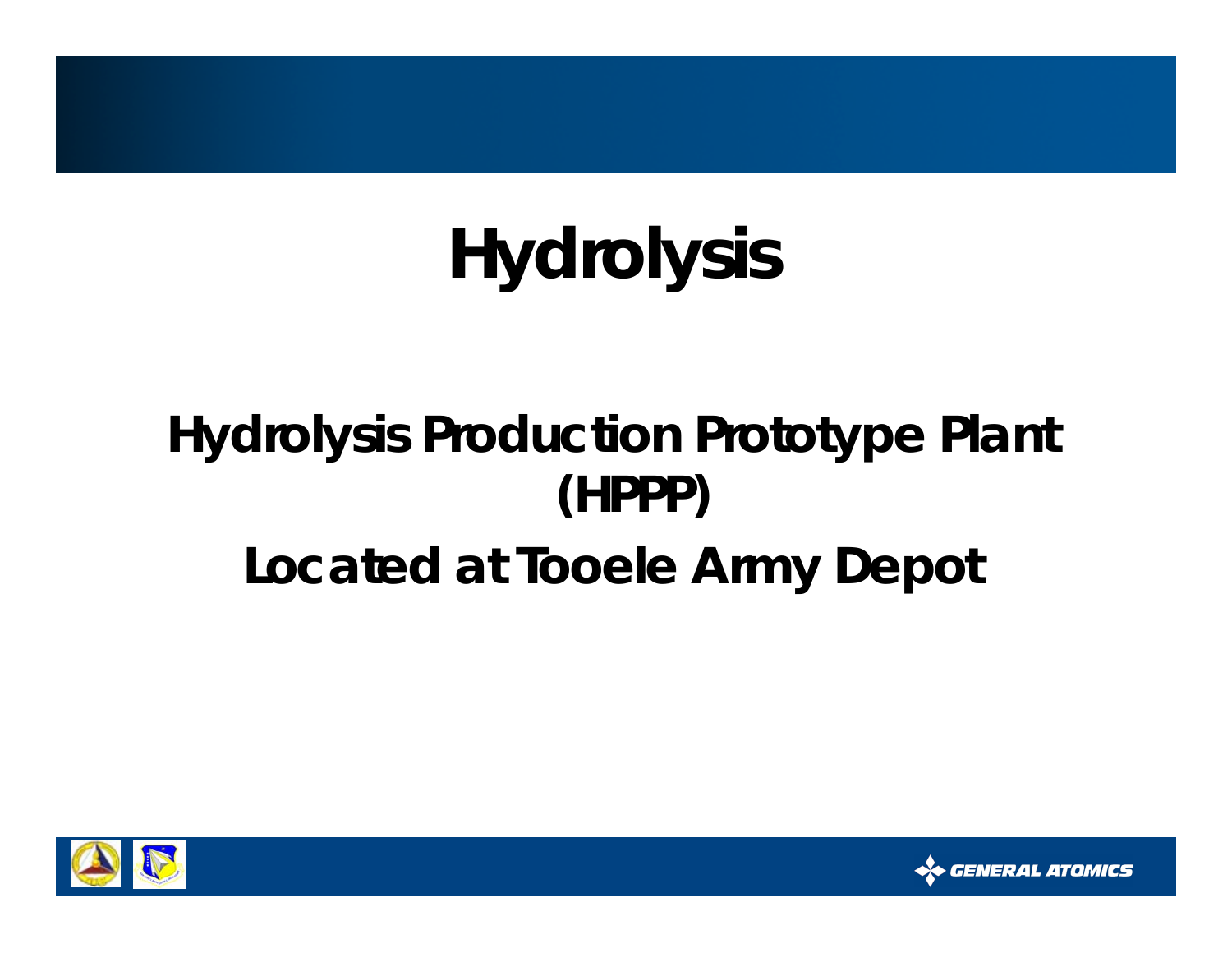# Hydrolysis

## Hydrolysis Production Prototype Plant (HPPP)

## Located at Tooele Army Depot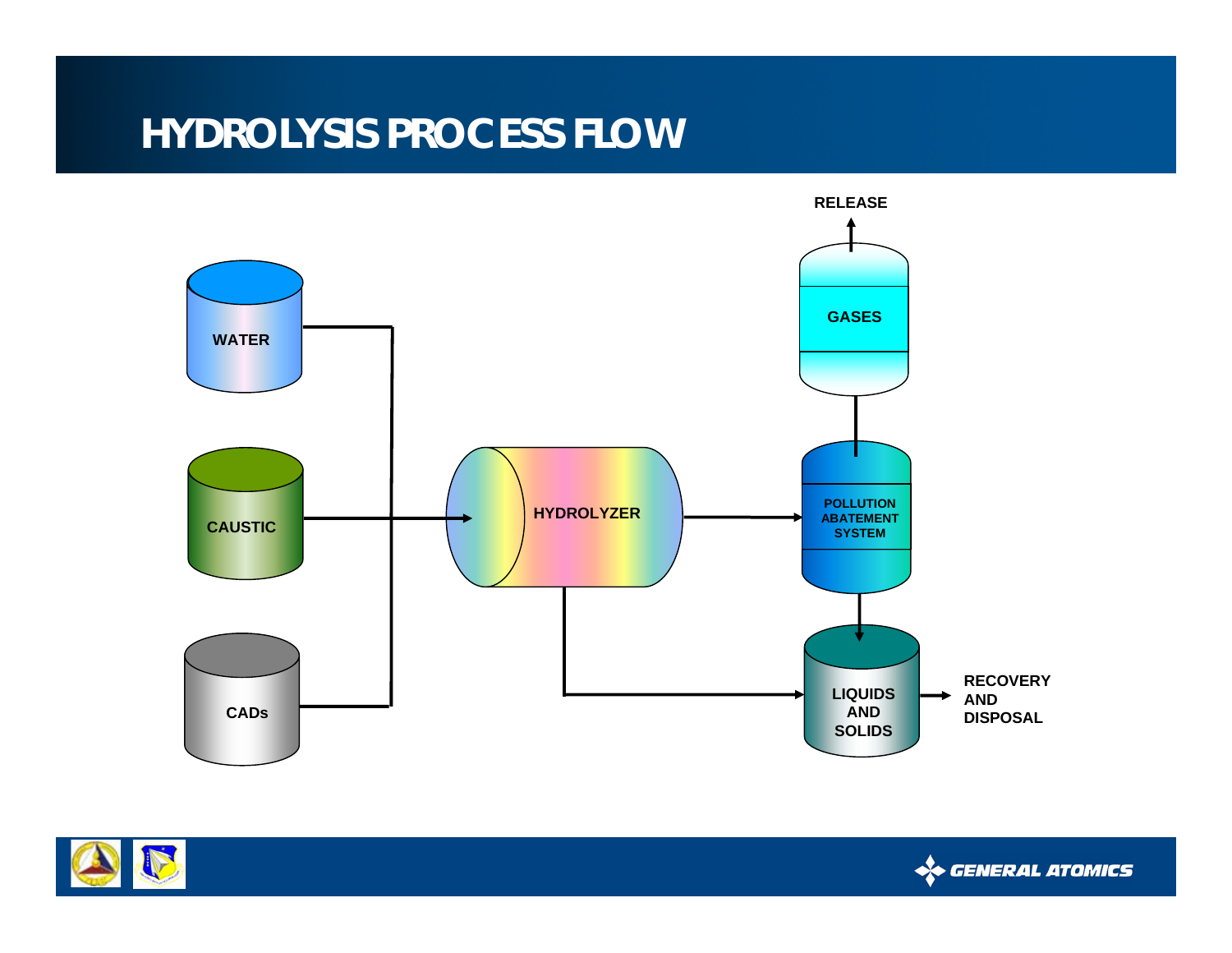# HYDROLYSIS PROCESS FLOW

WATER

CAUSTIC

CADs

HYDROLYZER

POLLUTION ABATEMENT SYSTEM

GASES

RELEASE

LIQUIDS AND SOLIDS

RECOVERY AND DISPOSAL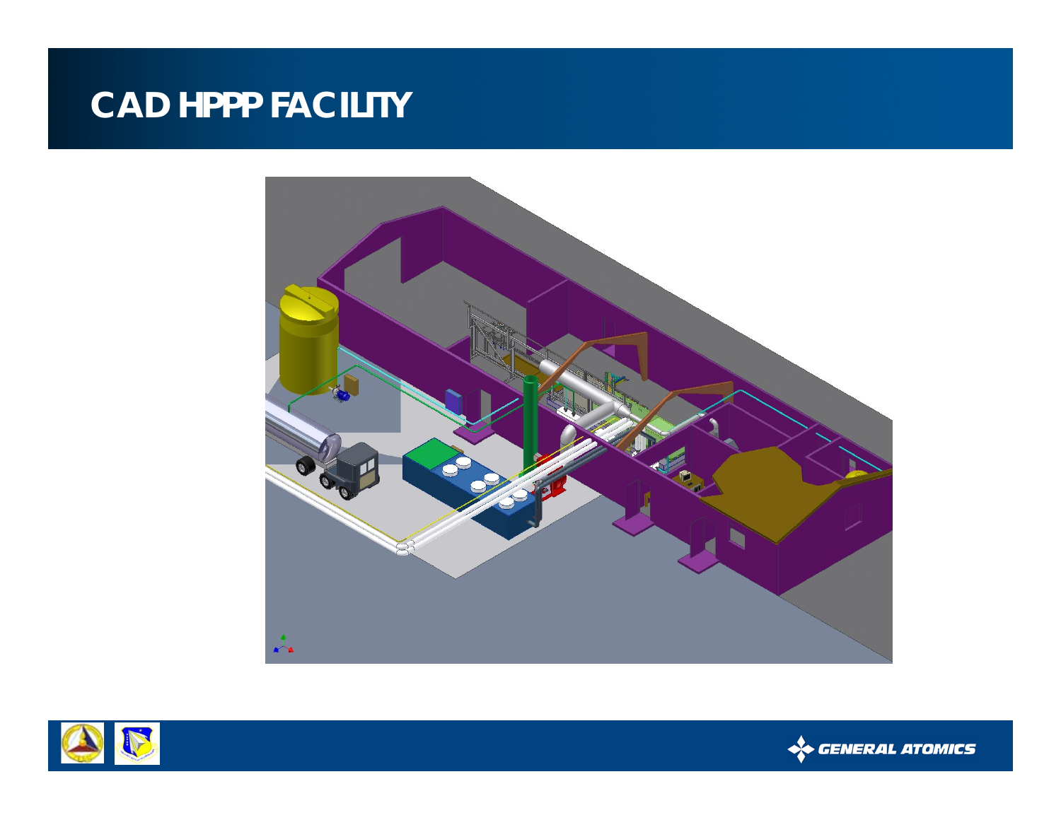# CAD HPPP FACILITY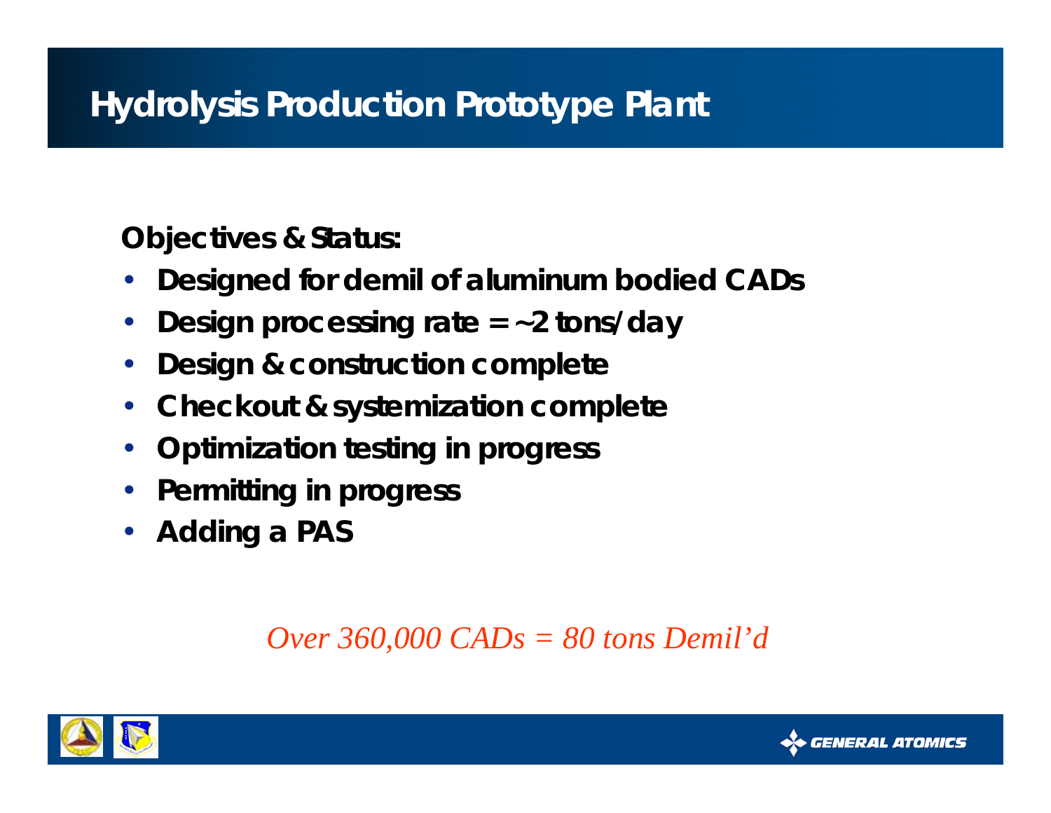# Hydrolysis Production Prototype Plant

**Objectives & Status:**

- **Designed for demil of aluminum bodied CADs**
- **Design processing rate = ~2 tons/day**
- **Design & construction complete**
- **Checkout & systemization complete**
- **Optimization testing in progress**
- **Permitting in progress**
- **Adding a PAS**

*Over 360,000 CADs = 80 tons Demil'd*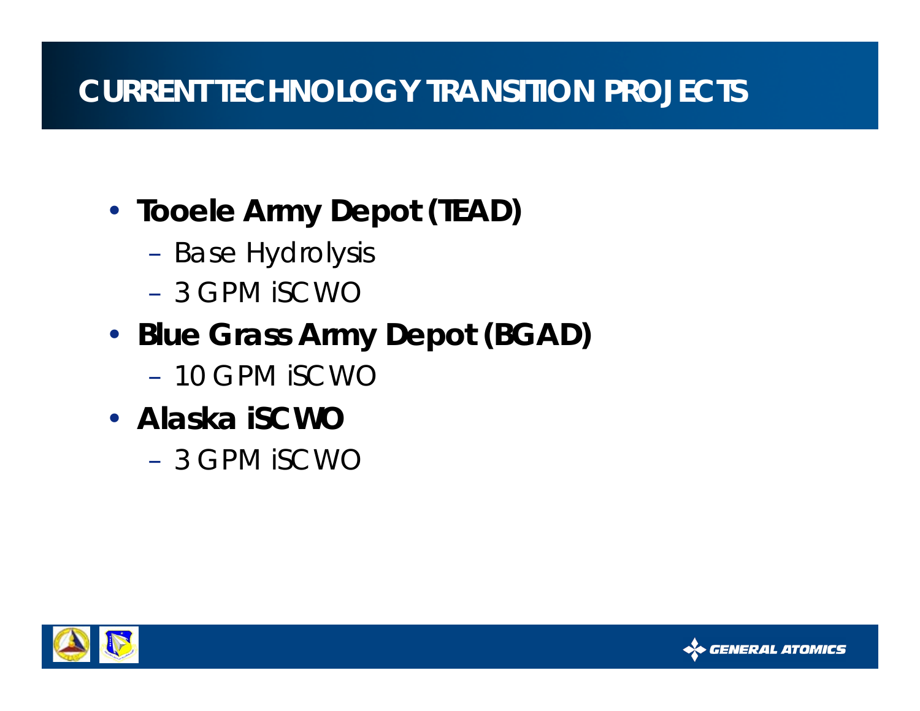# CURRENT TECHNOLOGY TRANSITION PROJECTS

- **Tooele Army Depot (TEAD)**
  - Base Hydrolysis
  - 3 GPM iSCWO
- **Blue Grass Army Depot (BGAD)**
  - 10 GPM iSCWO
- **Alaska iSCWO**
  - 3 GPM iSCWO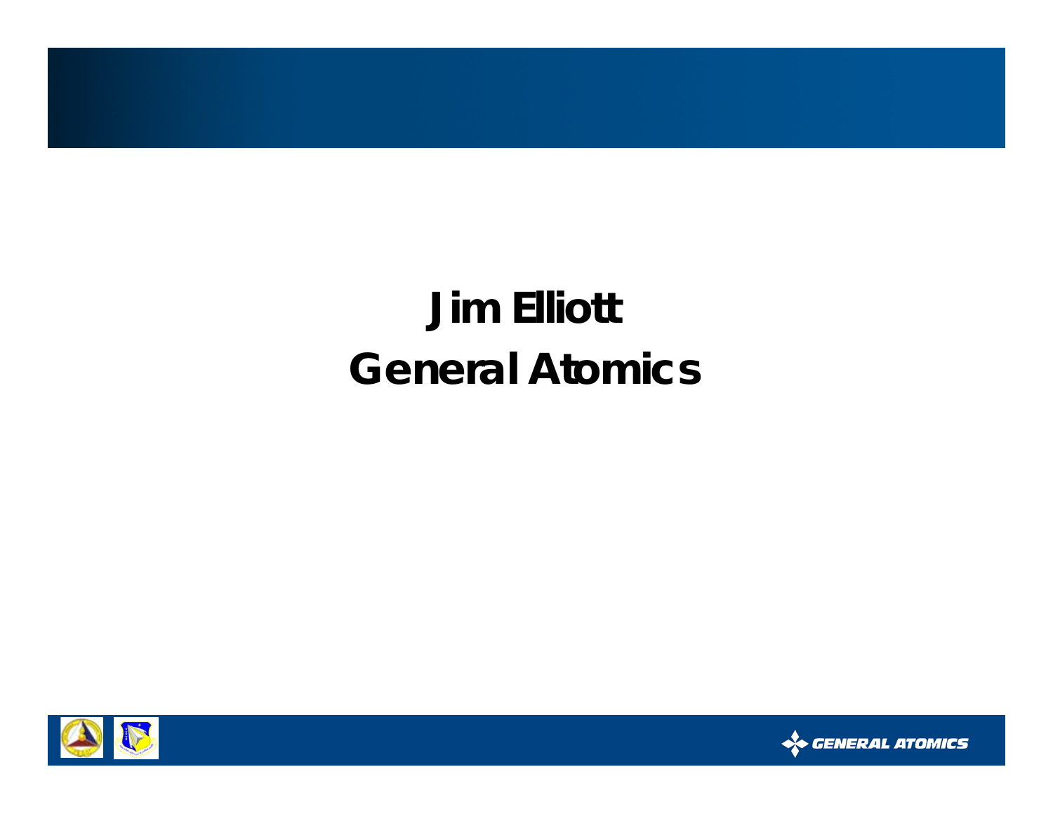# Jim Elliott
# General Atomics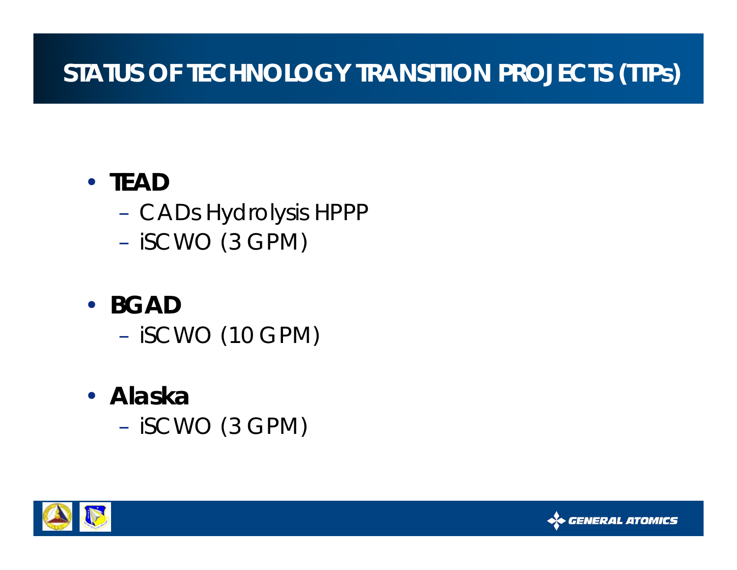# STATUS OF TECHNOLOGY TRANSITION PROJECTS (TIPs)

- **TEAD**
  - CADs Hydrolysis HPPP
  - iSCWO (3 GPM)
- **BGAD**
  - iSCWO (10 GPM)
- **Alaska**
  - iSCWO (3 GPM)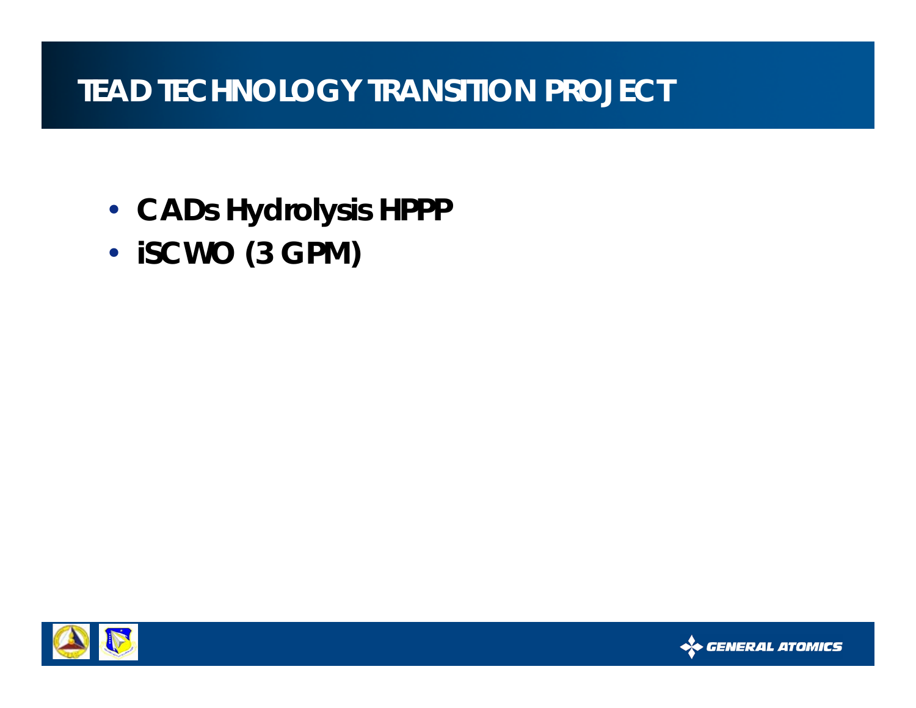# TEAD TECHNOLOGY TRANSITION PROJECT

- **CADs Hydrolysis HPPP**
- **iSCWO (3 GPM)**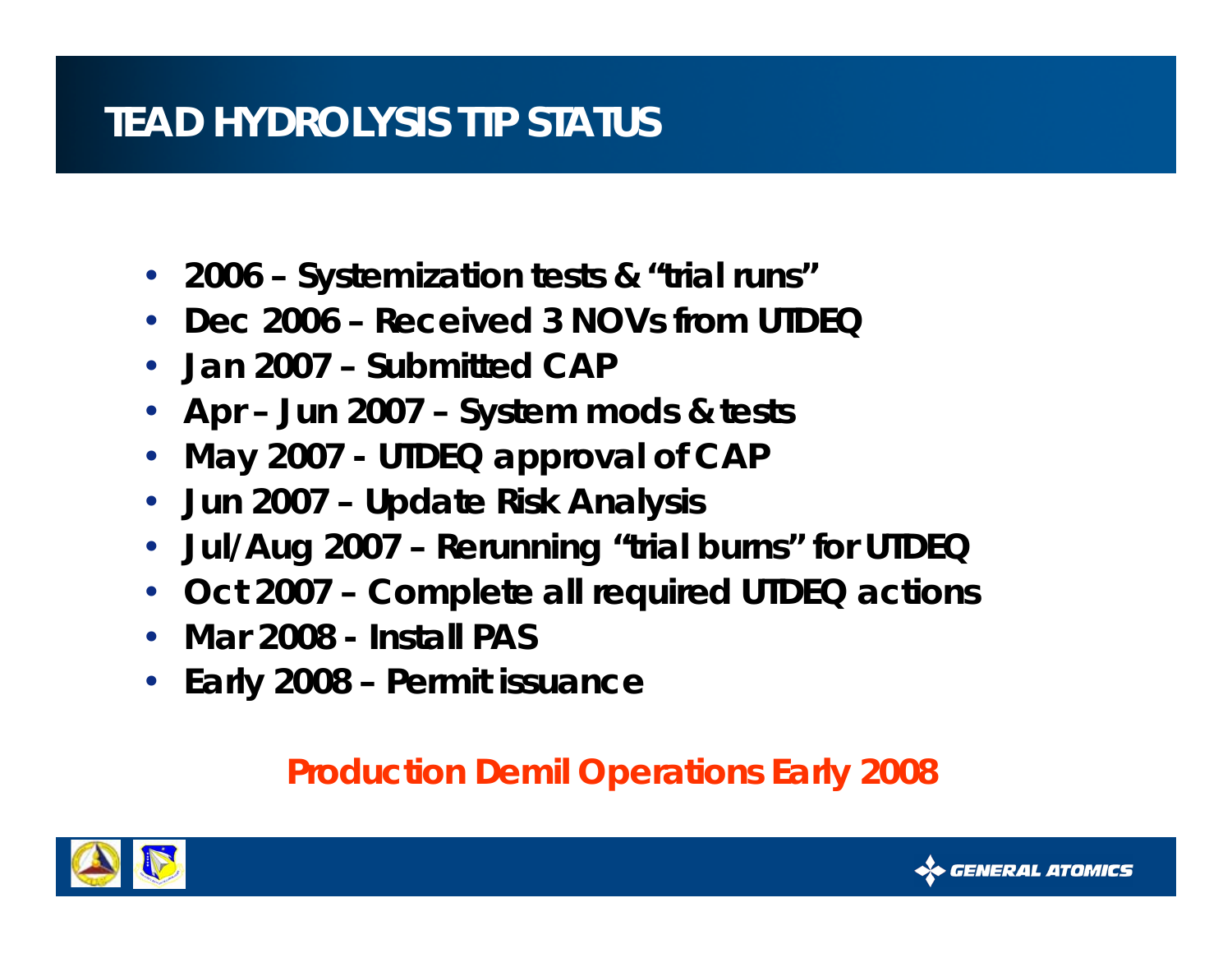# TEAD HYDROLYSIS TIP STATUS

- 2006 – Systemization tests & "trial runs"
- Dec 2006 – Received 3 NOVs from UTDEQ
- Jan 2007 – Submitted CAP
- Apr – Jun 2007 – System mods & tests
- May 2007 - UTDEQ approval of CAP
- Jun 2007 – Update Risk Analysis
- Jul/Aug 2007 – Rerunning "trial burns" for UTDEQ
- Oct 2007 – Complete all required UTDEQ actions
- Mar 2008 - Install PAS
- Early 2008 – Permit issuance

**Production Demil Operations Early 2008**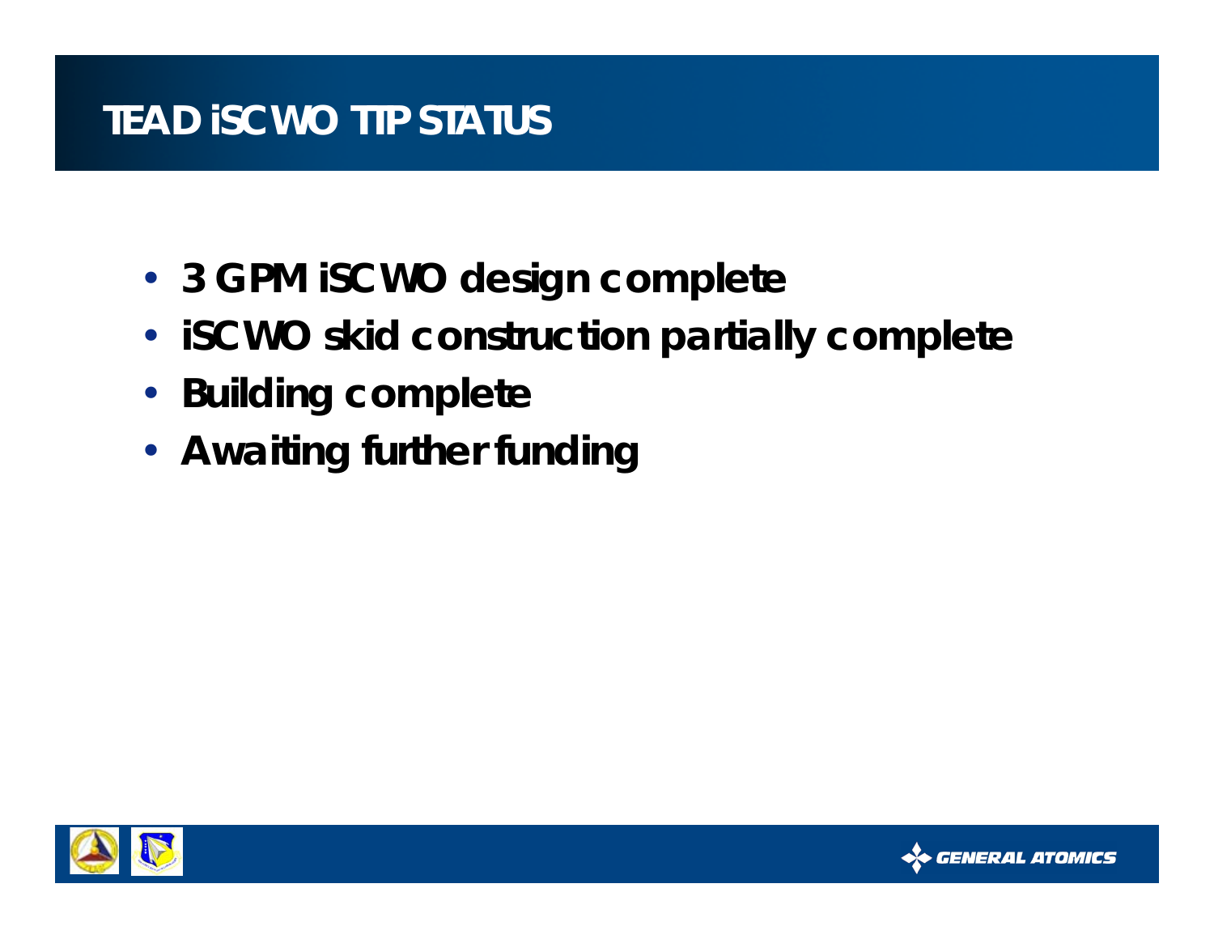# TEAD iSCWO TIP STATUS

- 3 GPM iSCWO design complete
- iSCWO skid construction partially complete
- Building complete
- Awaiting further funding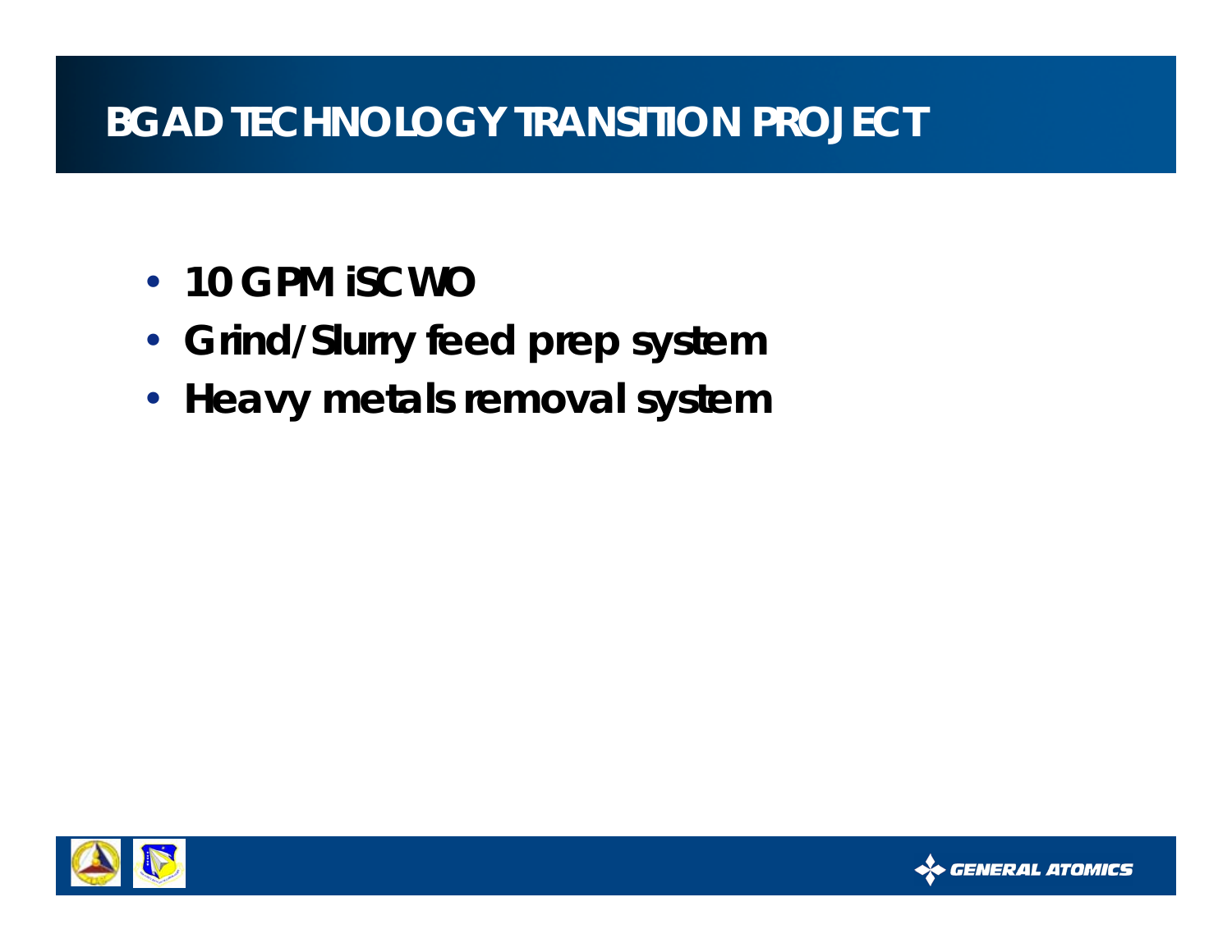# BGAD TECHNOLOGY TRANSITION PROJECT

- **10 GPM iSCWO**
- **Grind/Slurry feed prep system**
- **Heavy metals removal system**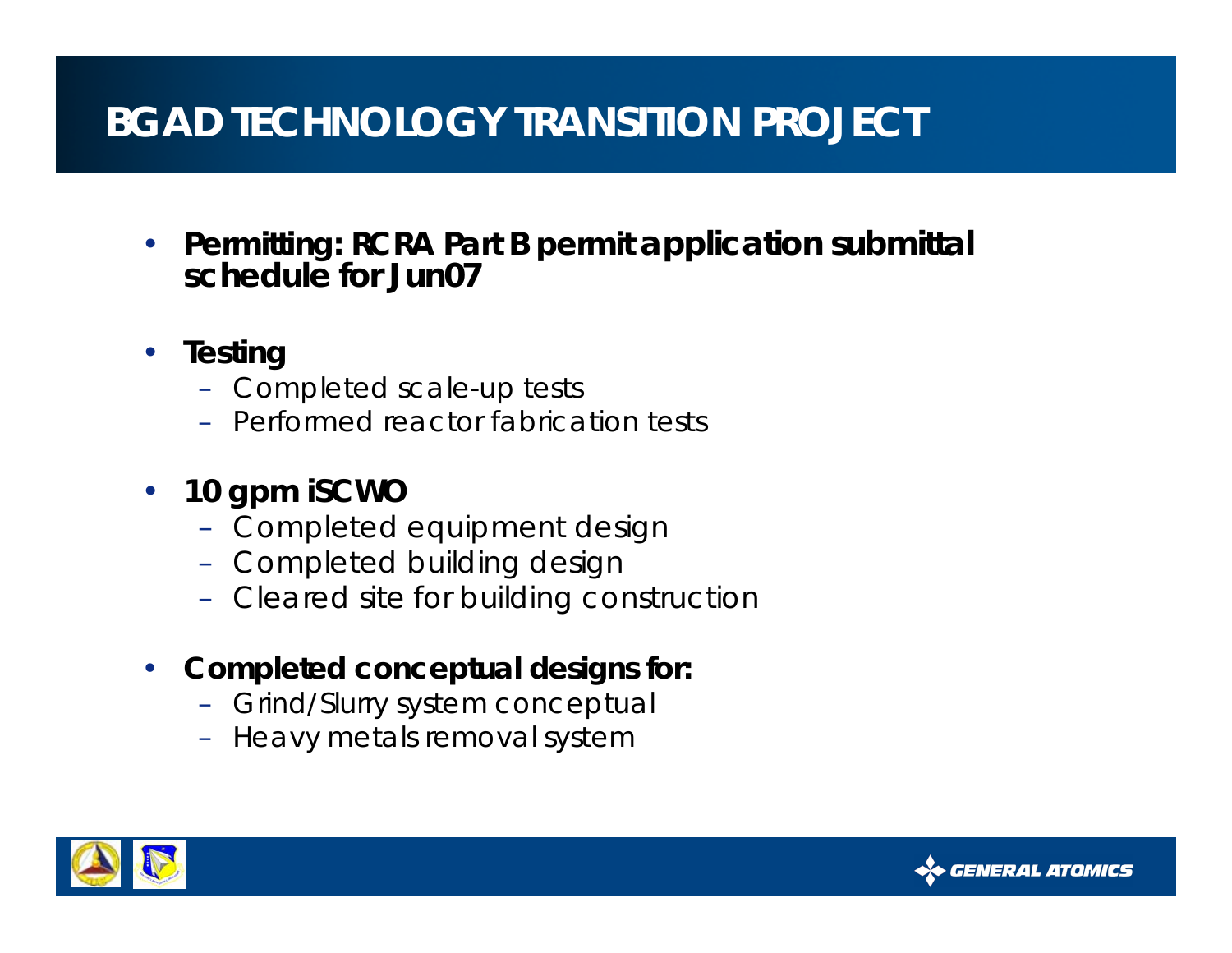# BGAD TECHNOLOGY TRANSITION PROJECT

- **Permitting: RCRA Part B permit application submittal schedule for Jun07**
- **Testing**
  - Completed scale-up tests
  - Performed reactor fabrication tests
- **10 gpm iSCWO**
  - Completed equipment design
  - Completed building design
  - Cleared site for building construction
- **Completed conceptual designs for:**
  - Grind/Slurry system conceptual
  - Heavy metals removal system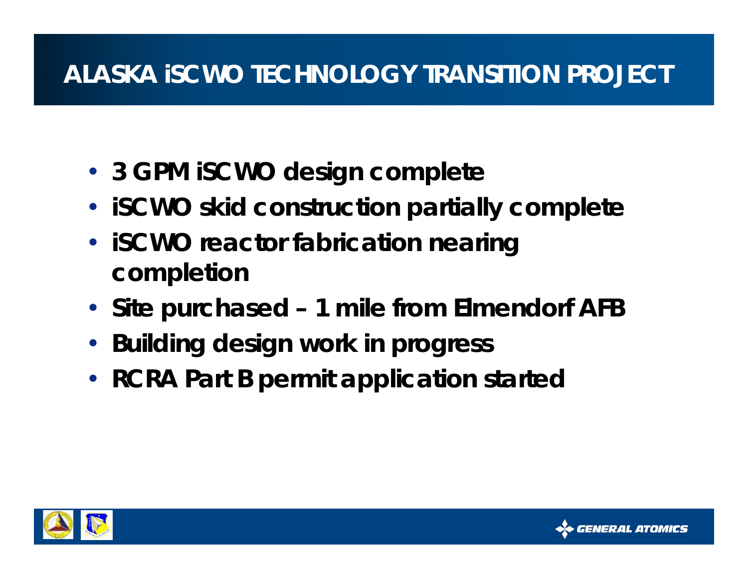# ALASKA iSCWO TECHNOLOGY TRANSITION PROJECT

- 3 GPM iSCWO design complete
- iSCWO skid construction partially complete
- iSCWO reactor fabrication nearing completion
- Site purchased – 1 mile from Elmendorf AFB
- Building design work in progress
- RCRA Part B permit application started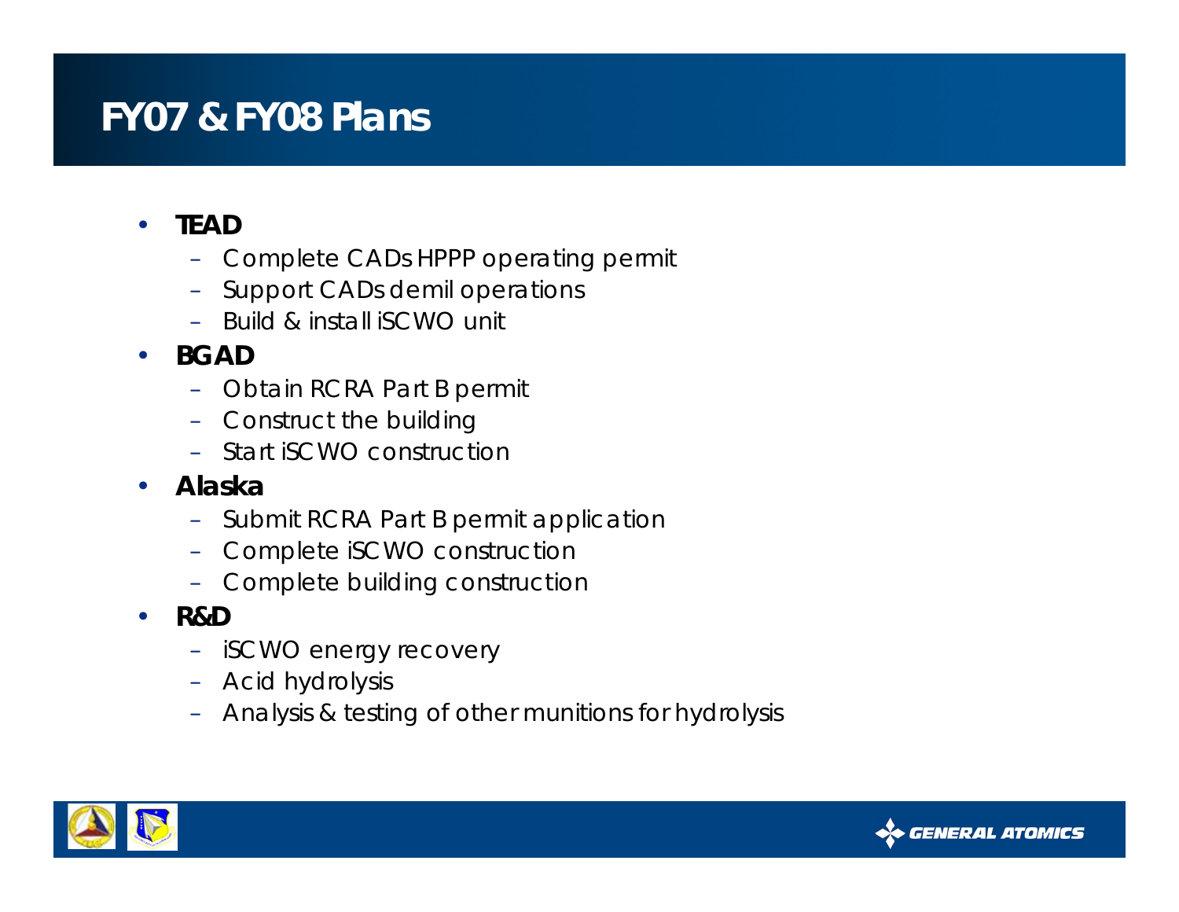# FY07 & FY08 Plans

- **TEAD**
  - Complete CADs HPPP operating permit
  - Support CADs demil operations
  - Build & install iSCWO unit
- **BGAD**
  - Obtain RCRA Part B permit
  - Construct the building
  - Start iSCWO construction
- **Alaska**
  - Submit RCRA Part B permit application
  - Complete iSCWO construction
  - Complete building construction
- **R&D**
  - iSCWO energy recovery
  - Acid hydrolysis
  - Analysis & testing of other munitions for hydrolysis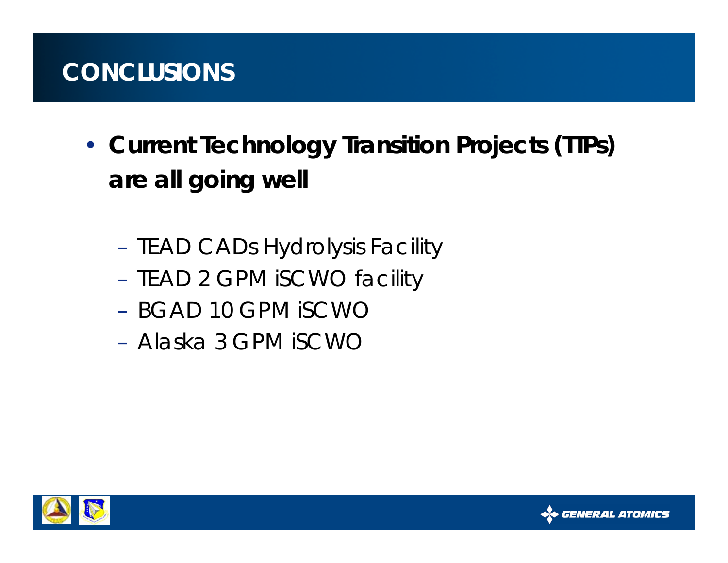# CONCLUSIONS

- **Current Technology Transition Projects (TTPs) are all going well**
  - TEAD CADs Hydrolysis Facility
  - TEAD 2 GPM iSCWO facility
  - BGAD 10 GPM iSCWO
  - Alaska 3 GPM iSCWO